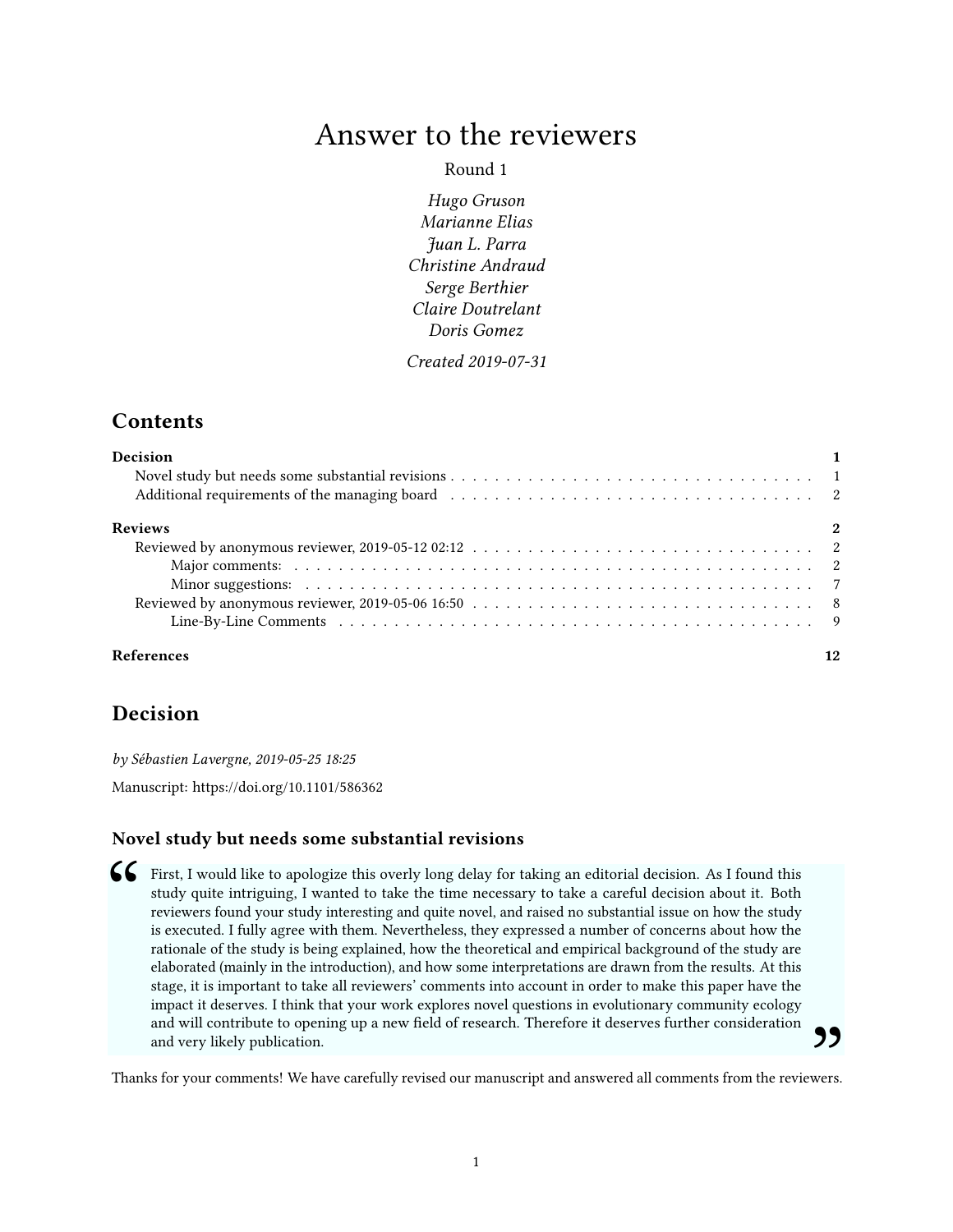# Answer to the reviewers

Round 1

*Hugo Gruson*
*Marianne Elias*
*Juan L. Parra*
*Christine Andraud*
*Serge Berthier*
*Claire Doutrelant*
*Doris Gomez*

*Created 2019-07-31*

## Contents

| | |
|---|---|
| **Decision** | **1** |
| Novel study but needs some substantial revisions | 1 |
| Additional requirements of the managing board | 2 |
| **Reviews** | **2** |
| Reviewed by anonymous reviewer, 2019-05-12 02:12 | 2 |
| Major comments: | 2 |
| Minor suggestions: | 7 |
| Reviewed by anonymous reviewer, 2019-05-06 16:50 | 8 |
| Line-By-Line Comments | 9 |
| **References** | **12** |

## Decision

*by Sébastien Lavergne, 2019-05-25 18:25*

Manuscript: https://doi.org/10.1101/586362

### Novel study but needs some substantial revisions

> First, I would like to apologize this overly long delay for taking an editorial decision. As I found this study quite intriguing, I wanted to take the time necessary to take a careful decision about it. Both reviewers found your study interesting and quite novel, and raised no substantial issue on how the study is executed. I fully agree with them. Nevertheless, they expressed a number of concerns about how the rationale of the study is being explained, how the theoretical and empirical background of the study are elaborated (mainly in the introduction), and how some interpretations are drawn from the results. At this stage, it is important to take all reviewers' comments into account in order to make this paper have the impact it deserves. I think that your work explores novel questions in evolutionary community ecology and will contribute to opening up a new field of research. Therefore it deserves further consideration and very likely publication.

Thanks for your comments! We have carefully revised our manuscript and answered all comments from the reviewers.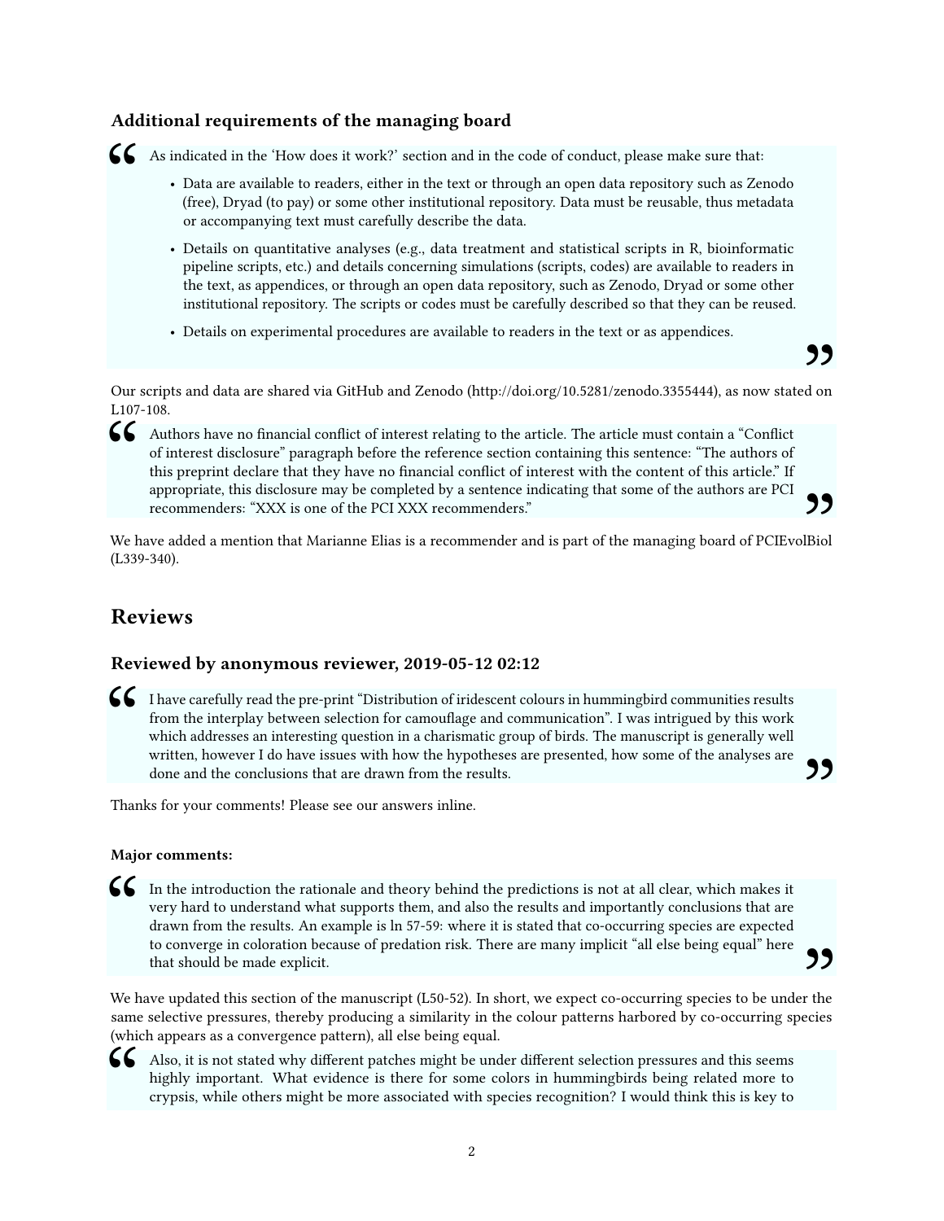### Additional requirements of the managing board

> As indicated in the 'How does it work?' section and in the code of conduct, please make sure that:
>
> - Data are available to readers, either in the text or through an open data repository such as Zenodo (free), Dryad (to pay) or some other institutional repository. Data must be reusable, thus metadata or accompanying text must carefully describe the data.
> - Details on quantitative analyses (e.g., data treatment and statistical scripts in R, bioinformatic pipeline scripts, etc.) and details concerning simulations (scripts, codes) are available to readers in the text, as appendices, or through an open data repository, such as Zenodo, Dryad or some other institutional repository. The scripts or codes must be carefully described so that they can be reused.
> - Details on experimental procedures are available to readers in the text or as appendices.

Our scripts and data are shared via GitHub and Zenodo (http://doi.org/10.5281/zenodo.3355444), as now stated on L107-108.

> Authors have no financial conflict of interest relating to the article. The article must contain a "Conflict of interest disclosure" paragraph before the reference section containing this sentence: "The authors of this preprint declare that they have no financial conflict of interest with the content of this article." If appropriate, this disclosure may be completed by a sentence indicating that some of the authors are PCI recommenders: "XXX is one of the PCI XXX recommenders."

We have added a mention that Marianne Elias is a recommender and is part of the managing board of PCIEvolBiol (L339-340).

## Reviews

### Reviewed by anonymous reviewer, 2019-05-12 02:12

> I have carefully read the pre-print "Distribution of iridescent colours in hummingbird communities results from the interplay between selection for camouflage and communication". I was intrigued by this work which addresses an interesting question in a charismatic group of birds. The manuscript is generally well written, however I do have issues with how the hypotheses are presented, how some of the analyses are done and the conclusions that are drawn from the results.

Thanks for your comments! Please see our answers inline.

#### Major comments:

> In the introduction the rationale and theory behind the predictions is not at all clear, which makes it very hard to understand what supports them, and also the results and importantly conclusions that are drawn from the results. An example is ln 57-59: where it is stated that co-occurring species are expected to converge in coloration because of predation risk. There are many implicit "all else being equal" here that should be made explicit.

We have updated this section of the manuscript (L50-52). In short, we expect co-occurring species to be under the same selective pressures, thereby producing a similarity in the colour patterns harbored by co-occurring species (which appears as a convergence pattern), all else being equal.

> Also, it is not stated why different patches might be under different selection pressures and this seems highly important. What evidence is there for some colors in hummingbirds being related more to crypsis, while others might be more associated with species recognition? I would think this is key to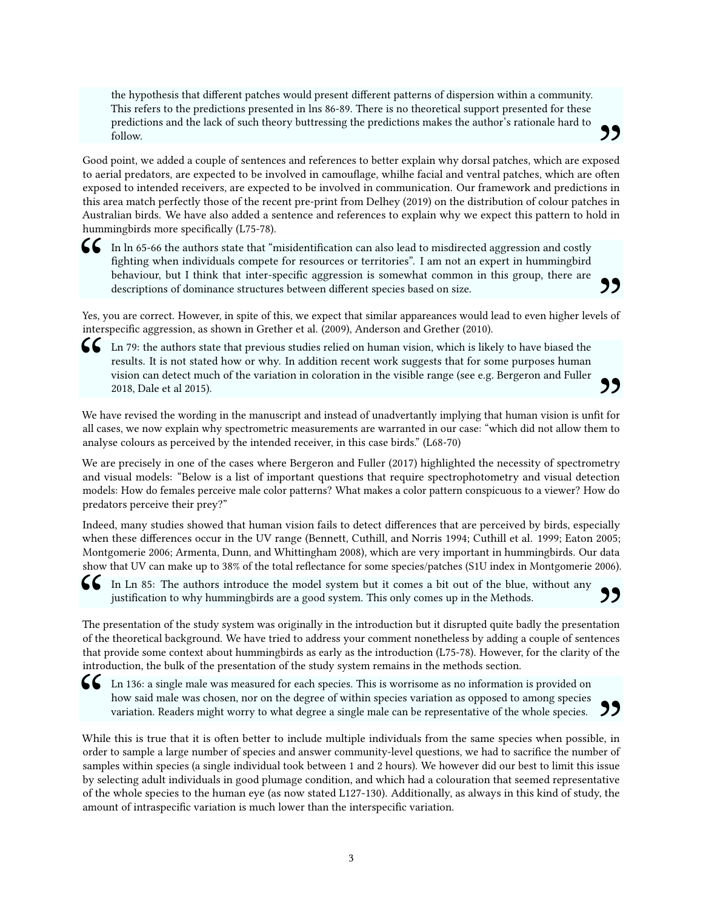> the hypothesis that different patches would present different patterns of dispersion within a community. This refers to the predictions presented in lns 86-89. There is no theoretical support presented for these predictions and the lack of such theory buttressing the predictions makes the author's rationale hard to follow.

Good point, we added a couple of sentences and references to better explain why dorsal patches, which are exposed to aerial predators, are expected to be involved in camouflage, whilhe facial and ventral patches, which are often exposed to intended receivers, are expected to be involved in communication. Our framework and predictions in this area match perfectly those of the recent pre-print from Delhey (2019) on the distribution of colour patches in Australian birds. We have also added a sentence and references to explain why we expect this pattern to hold in hummingbirds more specifically (L75-78).

> In ln 65-66 the authors state that "misidentification can also lead to misdirected aggression and costly fighting when individuals compete for resources or territories". I am not an expert in hummingbird behaviour, but I think that inter-specific aggression is somewhat common in this group, there are descriptions of dominance structures between different species based on size.

Yes, you are correct. However, in spite of this, we expect that similar appareances would lead to even higher levels of interspecific aggression, as shown in Grether et al. (2009), Anderson and Grether (2010).

> Ln 79: the authors state that previous studies relied on human vision, which is likely to have biased the results. It is not stated how or why. In addition recent work suggests that for some purposes human vision can detect much of the variation in coloration in the visible range (see e.g. Bergeron and Fuller 2018, Dale et al 2015).

We have revised the wording in the manuscript and instead of unadvertantly implying that human vision is unfit for all cases, we now explain why spectrometric measurements are warranted in our case: "which did not allow them to analyse colours as perceived by the intended receiver, in this case birds." (L68-70)

We are precisely in one of the cases where Bergeron and Fuller (2017) highlighted the necessity of spectrometry and visual models: "Below is a list of important questions that require spectrophotometry and visual detection models: How do females perceive male color patterns? What makes a color pattern conspicuous to a viewer? How do predators perceive their prey?"

Indeed, many studies showed that human vision fails to detect differences that are perceived by birds, especially when these differences occur in the UV range (Bennett, Cuthill, and Norris 1994; Cuthill et al. 1999; Eaton 2005; Montgomerie 2006; Armenta, Dunn, and Whittingham 2008), which are very important in hummingbirds. Our data show that UV can make up to 38% of the total reflectance for some species/patches (S1U index in Montgomerie 2006).

> In Ln 85: The authors introduce the model system but it comes a bit out of the blue, without any justification to why hummingbirds are a good system. This only comes up in the Methods.

The presentation of the study system was originally in the introduction but it disrupted quite badly the presentation of the theoretical background. We have tried to address your comment nonetheless by adding a couple of sentences that provide some context about hummingbirds as early as the introduction (L75-78). However, for the clarity of the introduction, the bulk of the presentation of the study system remains in the methods section.

> Ln 136: a single male was measured for each species. This is worrisome as no information is provided on how said male was chosen, nor on the degree of within species variation as opposed to among species variation. Readers might worry to what degree a single male can be representative of the whole species.

While this is true that it is often better to include multiple individuals from the same species when possible, in order to sample a large number of species and answer community-level questions, we had to sacrifice the number of samples within species (a single individual took between 1 and 2 hours). We however did our best to limit this issue by selecting adult individuals in good plumage condition, and which had a colouration that seemed representative of the whole species to the human eye (as now stated L127-130). Additionally, as always in this kind of study, the amount of intraspecific variation is much lower than the interspecific variation.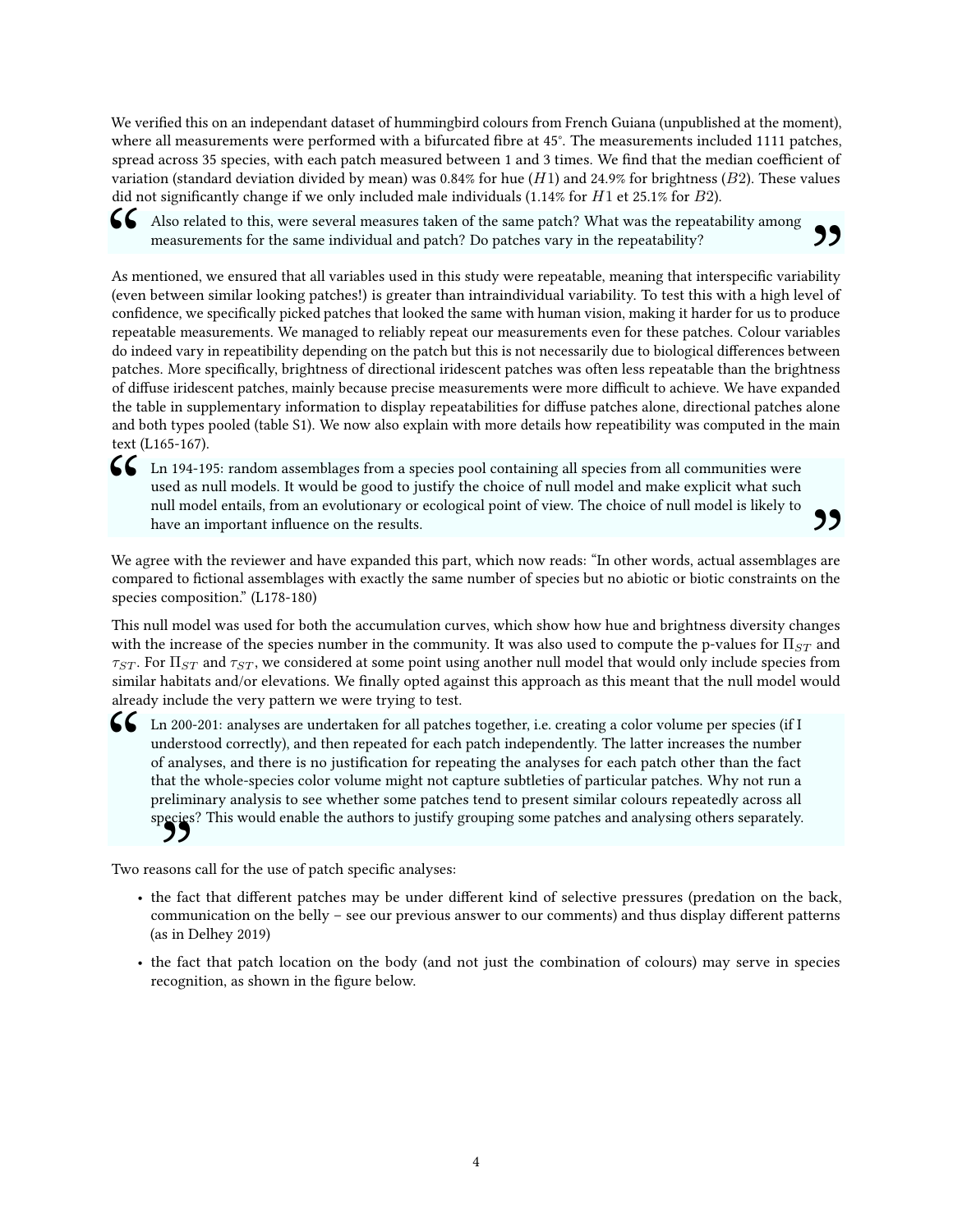We verified this on an independant dataset of hummingbird colours from French Guiana (unpublished at the moment), where all measurements were performed with a bifurcated fibre at 45°. The measurements included 1111 patches, spread across 35 species, with each patch measured between 1 and 3 times. We find that the median coefficient of variation (standard deviation divided by mean) was 0.84% for hue ($H1$) and 24.9% for brightness ($B2$). These values did not significantly change if we only included male individuals (1.14% for $H1$ et 25.1% for $B2$).

> Also related to this, were several measures taken of the same patch? What was the repeatability among measurements for the same individual and patch? Do patches vary in the repeatability?

As mentioned, we ensured that all variables used in this study were repeatable, meaning that interspecific variability (even between similar looking patches!) is greater than intraindividual variability. To test this with a high level of confidence, we specifically picked patches that looked the same with human vision, making it harder for us to produce repeatable measurements. We managed to reliably repeat our measurements even for these patches. Colour variables do indeed vary in repeatability depending on the patch but this is not necessarily due to biological differences between patches. More specifically, brightness of directional iridescent patches was often less repeatable than the brightness of diffuse iridescent patches, mainly because precise measurements were more difficult to achieve. We have expanded the table in supplementary information to display repeatabilities for diffuse patches alone, directional patches alone and both types pooled (table S1). We now also explain with more details how repeatability was computed in the main text (L165-167).

> Ln 194-195: random assemblages from a species pool containing all species from all communities were used as null models. It would be good to justify the choice of null model and make explicit what such null model entails, from an evolutionary or ecological point of view. The choice of null model is likely to have an important influence on the results.

We agree with the reviewer and have expanded this part, which now reads: "In other words, actual assemblages are compared to fictional assemblages with exactly the same number of species but no abiotic or biotic constraints on the species composition." (L178-180)

This null model was used for both the accumulation curves, which show how hue and brightness diversity changes with the increase of the species number in the community. It was also used to compute the p-values for $\Pi_{ST}$ and $\tau_{ST}$. For $\Pi_{ST}$ and $\tau_{ST}$, we considered at some point using another null model that would only include species from similar habitats and/or elevations. We finally opted against this approach as this meant that the null model would already include the very pattern we were trying to test.

> Ln 200-201: analyses are undertaken for all patches together, i.e. creating a color volume per species (if I understood correctly), and then repeated for each patch independently. The latter increases the number of analyses, and there is no justification for repeating the analyses for each patch other than the fact that the whole-species color volume might not capture subtleties of particular patches. Why not run a preliminary analysis to see whether some patches tend to present similar colours repeatedly across all species? This would enable the authors to justify grouping some patches and analysing others separately.

Two reasons call for the use of patch specific analyses:

- the fact that different patches may be under different kind of selective pressures (predation on the back, communication on the belly – see our previous answer to our comments) and thus display different patterns (as in Delhey 2019)
- the fact that patch location on the body (and not just the combination of colours) may serve in species recognition, as shown in the figure below.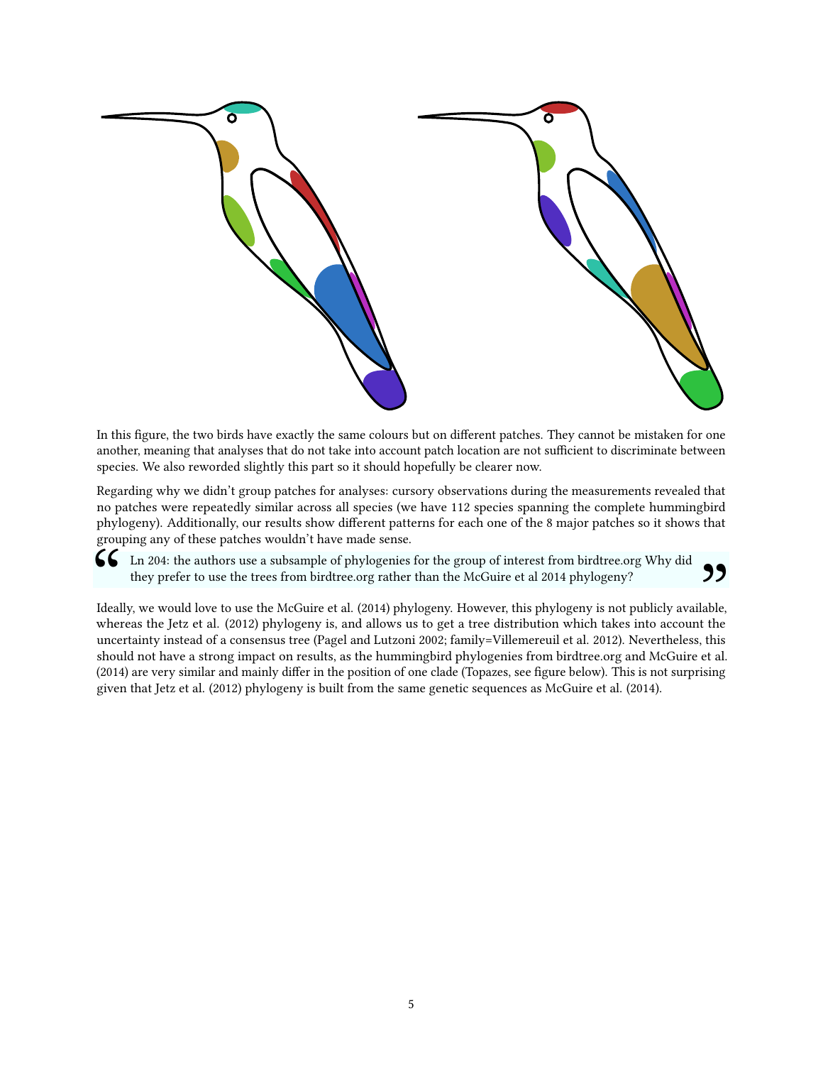In this figure, the two birds have exactly the same colours but on different patches. They cannot be mistaken for one another, meaning that analyses that do not take into account patch location are not sufficient to discriminate between species. We also reworded slightly this part so it should hopefully be clearer now.

Regarding why we didn't group patches for analyses: cursory observations during the measurements revealed that no patches were repeatedly similar across all species (we have 112 species spanning the complete hummingbird phylogeny). Additionally, our results show different patterns for each one of the 8 major patches so it shows that grouping any of these patches wouldn't have made sense.

> Ln 204: the authors use a subsample of phylogenies for the group of interest from birdtree.org Why did they prefer to use the trees from birdtree.org rather than the McGuire et al 2014 phylogeny?

Ideally, we would love to use the McGuire et al. (2014) phylogeny. However, this phylogeny is not publicly available, whereas the Jetz et al. (2012) phylogeny is, and allows us to get a tree distribution which takes into account the uncertainty instead of a consensus tree (Pagel and Lutzoni 2002; family=Villemereuil et al. 2012). Nevertheless, this should not have a strong impact on results, as the hummingbird phylogenies from birdtree.org and McGuire et al. (2014) are very similar and mainly differ in the position of one clade (Topazes, see figure below). This is not surprising given that Jetz et al. (2012) phylogeny is built from the same genetic sequences as McGuire et al. (2014).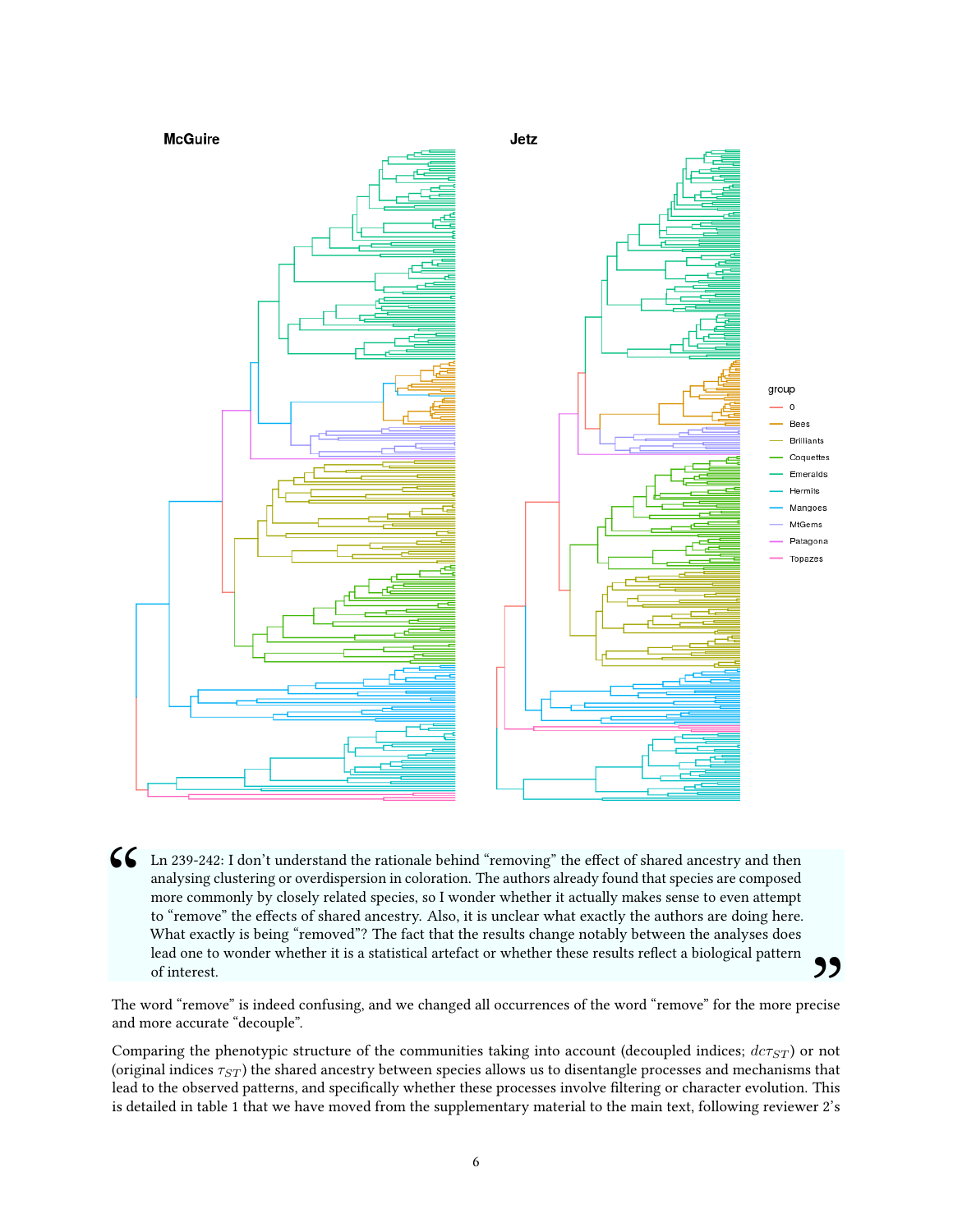McGuire

Jetz

group

- 0
- Bees
- Brilliants
- Coquettes
- Emeralds
- Hermits
- Mangoes
- MtGems
- Patagona
- Topazes

> Ln 239-242: I don't understand the rationale behind "removing" the effect of shared ancestry and then analysing clustering or overdispersion in coloration. The authors already found that species are composed more commonly by closely related species, so I wonder whether it actually makes sense to even attempt to "remove" the effects of shared ancestry. Also, it is unclear what exactly the authors are doing here. What exactly is being "removed"? The fact that the results change notably between the analyses does lead one to wonder whether it is a statistical artefact or whether these results reflect a biological pattern of interest.

The word "remove" is indeed confusing, and we changed all occurrences of the word "remove" for the more precise and more accurate "decouple".

Comparing the phenotypic structure of the communities taking into account (decoupled indices; $dc\tau_{ST}$) or not (original indices $\tau_{ST}$) the shared ancestry between species allows us to disentangle processes and mechanisms that lead to the observed patterns, and specifically whether these processes involve filtering or character evolution. This is detailed in table 1 that we have moved from the supplementary material to the main text, following reviewer 2's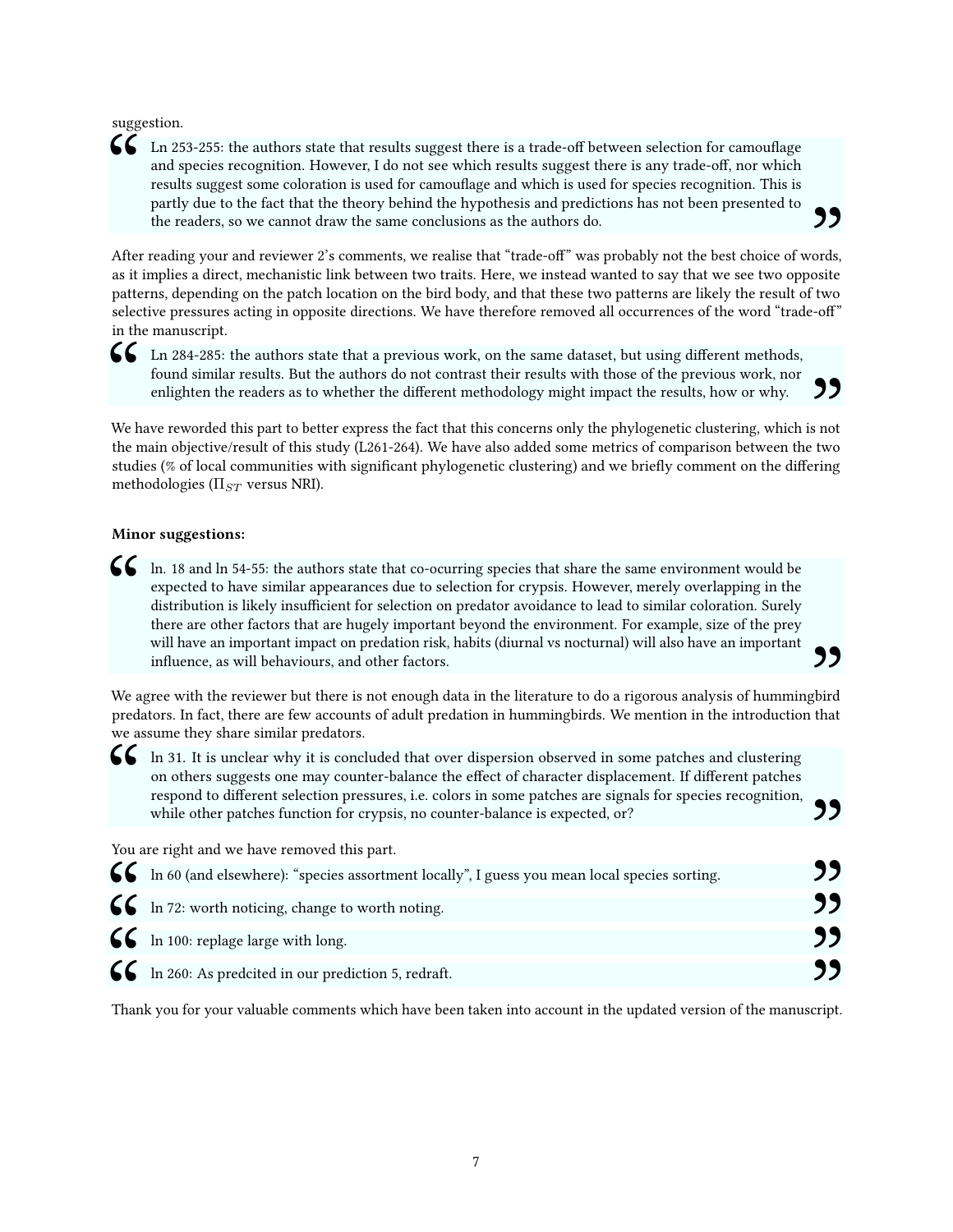suggestion.

> Ln 253-255: the authors state that results suggest there is a trade-off between selection for camouflage and species recognition. However, I do not see which results suggest there is any trade-off, nor which results suggest some coloration is used for camouflage and which is used for species recognition. This is partly due to the fact that the theory behind the hypothesis and predictions has not been presented to the readers, so we cannot draw the same conclusions as the authors do.

After reading your and reviewer 2's comments, we realise that "trade-off" was probably not the best choice of words, as it implies a direct, mechanistic link between two traits. Here, we instead wanted to say that we see two opposite patterns, depending on the patch location on the bird body, and that these two patterns are likely the result of two selective pressures acting in opposite directions. We have therefore removed all occurrences of the word "trade-off" in the manuscript.

> Ln 284-285: the authors state that a previous work, on the same dataset, but using different methods, found similar results. But the authors do not contrast their results with those of the previous work, nor enlighten the readers as to whether the different methodology might impact the results, how or why.

We have reworded this part to better express the fact that this concerns only the phylogenetic clustering, which is not the main objective/result of this study (L261-264). We have also added some metrics of comparison between the two studies (% of local communities with significant phylogenetic clustering) and we briefly comment on the differing methodologies ($\Pi_{ST}$ versus NRI).

**Minor suggestions:**

> ln. 18 and ln 54-55: the authors state that co-ocurring species that share the same environment would be expected to have similar appearances due to selection for crypsis. However, merely overlapping in the distribution is likely insufficient for selection on predator avoidance to lead to similar coloration. Surely there are other factors that are hugely important beyond the environment. For example, size of the prey will have an important impact on predation risk, habits (diurnal vs nocturnal) will also have an important influence, as will behaviours, and other factors.

We agree with the reviewer but there is not enough data in the literature to do a rigorous analysis of hummingbird predators. In fact, there are few accounts of adult predation in hummingbirds. We mention in the introduction that we assume they share similar predators.

> ln 31. It is unclear why it is concluded that over dispersion observed in some patches and clustering on others suggests one may counter-balance the effect of character displacement. If different patches respond to different selection pressures, i.e. colors in some patches are signals for species recognition, while other patches function for crypsis, no counter-balance is expected, or?

You are right and we have removed this part.

> ln 60 (and elsewhere): "species assortment locally", I guess you mean local species sorting.

> ln 72: worth noticing, change to worth noting.

> ln 100: replage large with long.

> ln 260: As predcited in our prediction 5, redraft.

Thank you for your valuable comments which have been taken into account in the updated version of the manuscript.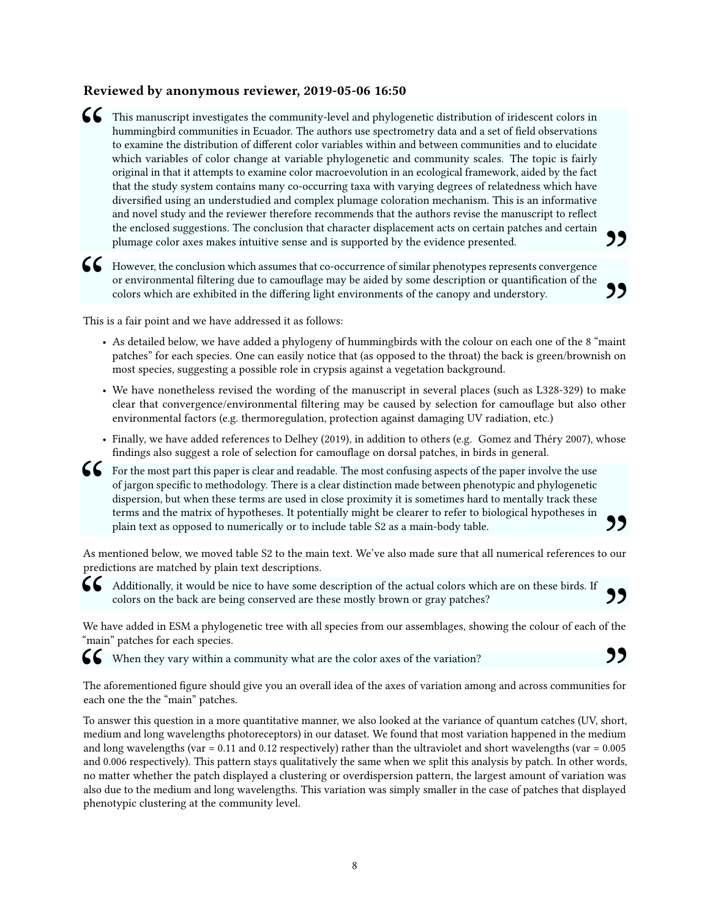### Reviewed by anonymous reviewer, 2019-05-06 16:50

> This manuscript investigates the community-level and phylogenetic distribution of iridescent colors in hummingbird communities in Ecuador. The authors use spectrometry data and a set of field observations to examine the distribution of different color variables within and between communities and to elucidate which variables of color change at variable phylogenetic and community scales. The topic is fairly original in that it attempts to examine color macroevolution in an ecological framework, aided by the fact that the study system contains many co-occurring taxa with varying degrees of relatedness which have diversified using an understudied and complex plumage coloration mechanism. This is an informative and novel study and the reviewer therefore recommends that the authors revise the manuscript to reflect the enclosed suggestions. The conclusion that character displacement acts on certain patches and certain plumage color axes makes intuitive sense and is supported by the evidence presented.

> However, the conclusion which assumes that co-occurrence of similar phenotypes represents convergence or environmental filtering due to camouflage may be aided by some description or quantification of the colors which are exhibited in the differing light environments of the canopy and understory.

This is a fair point and we have addressed it as follows:

- As detailed below, we have added a phylogeny of hummingbirds with the colour on each one of the 8 "maint patches" for each species. One can easily notice that (as opposed to the throat) the back is green/brownish on most species, suggesting a possible role in crypsis against a vegetation background.
- We have nonetheless revised the wording of the manuscript in several places (such as L328-329) to make clear that convergence/environmental filtering may be caused by selection for camouflage but also other environmental factors (e.g. thermoregulation, protection against damaging UV radiation, etc.)
- Finally, we have added references to Delhey (2019), in addition to others (e.g. Gomez and Théry 2007), whose findings also suggest a role of selection for camouflage on dorsal patches, in birds in general.

> For the most part this paper is clear and readable. The most confusing aspects of the paper involve the use of jargon specific to methodology. There is a clear distinction made between phenotypic and phylogenetic dispersion, but when these terms are used in close proximity it is sometimes hard to mentally track these terms and the matrix of hypotheses. It potentially might be clearer to refer to biological hypotheses in plain text as opposed to numerically or to include table S2 as a main-body table.

As mentioned below, we moved table S2 to the main text. We've also made sure that all numerical references to our predictions are matched by plain text descriptions.

> Additionally, it would be nice to have some description of the actual colors which are on these birds. If colors on the back are being conserved are these mostly brown or gray patches?

We have added in ESM a phylogenetic tree with all species from our assemblages, showing the colour of each of the "main" patches for each species.

> When they vary within a community what are the color axes of the variation?

The aforementioned figure should give you an overall idea of the axes of variation among and across communities for each one the the "main" patches.

To answer this question in a more quantitative manner, we also looked at the variance of quantum catches (UV, short, medium and long wavelengths photoreceptors) in our dataset. We found that most variation happened in the medium and long wavelengths (var = 0.11 and 0.12 respectively) rather than the ultraviolet and short wavelengths (var = 0.005 and 0.006 respectively). This pattern stays qualitatively the same when we split this analysis by patch. In other words, no matter whether the patch displayed a clustering or overdispersion pattern, the largest amount of variation was also due to the medium and long wavelengths. This variation was simply smaller in the case of patches that displayed phenotypic clustering at the community level.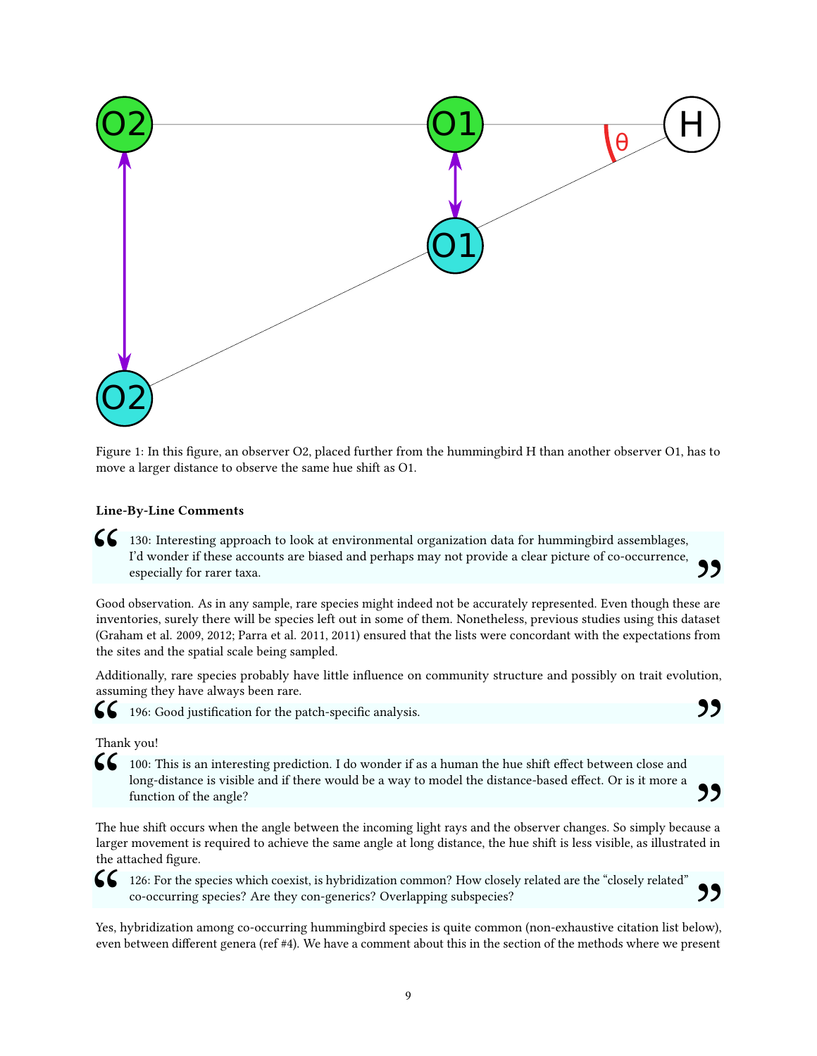Figure 1: In this figure, an observer O2, placed further from the hummingbird H than another observer O1, has to move a larger distance to observe the same hue shift as O1.

### Line-By-Line Comments

> 130: Interesting approach to look at environmental organization data for hummingbird assemblages, I'd wonder if these accounts are biased and perhaps may not provide a clear picture of co-occurrence, especially for rarer taxa.

Good observation. As in any sample, rare species might indeed not be accurately represented. Even though these are inventories, surely there will be species left out in some of them. Nonetheless, previous studies using this dataset (Graham et al. 2009, 2012; Parra et al. 2011, 2011) ensured that the lists were concordant with the expectations from the sites and the spatial scale being sampled.

Additionally, rare species probably have little influence on community structure and possibly on trait evolution, assuming they have always been rare.

> 196: Good justification for the patch-specific analysis.

Thank you!

> 100: This is an interesting prediction. I do wonder if as a human the hue shift effect between close and long-distance is visible and if there would be a way to model the distance-based effect. Or is it more a function of the angle?

The hue shift occurs when the angle between the incoming light rays and the observer changes. So simply because a larger movement is required to achieve the same angle at long distance, the hue shift is less visible, as illustrated in the attached figure.

> 126: For the species which coexist, is hybridization common? How closely related are the "closely related" co-occurring species? Are they con-generics? Overlapping subspecies?

Yes, hybridization among co-occurring hummingbird species is quite common (non-exhaustive citation list below), even between different genera (ref #4). We have a comment about this in the section of the methods where we present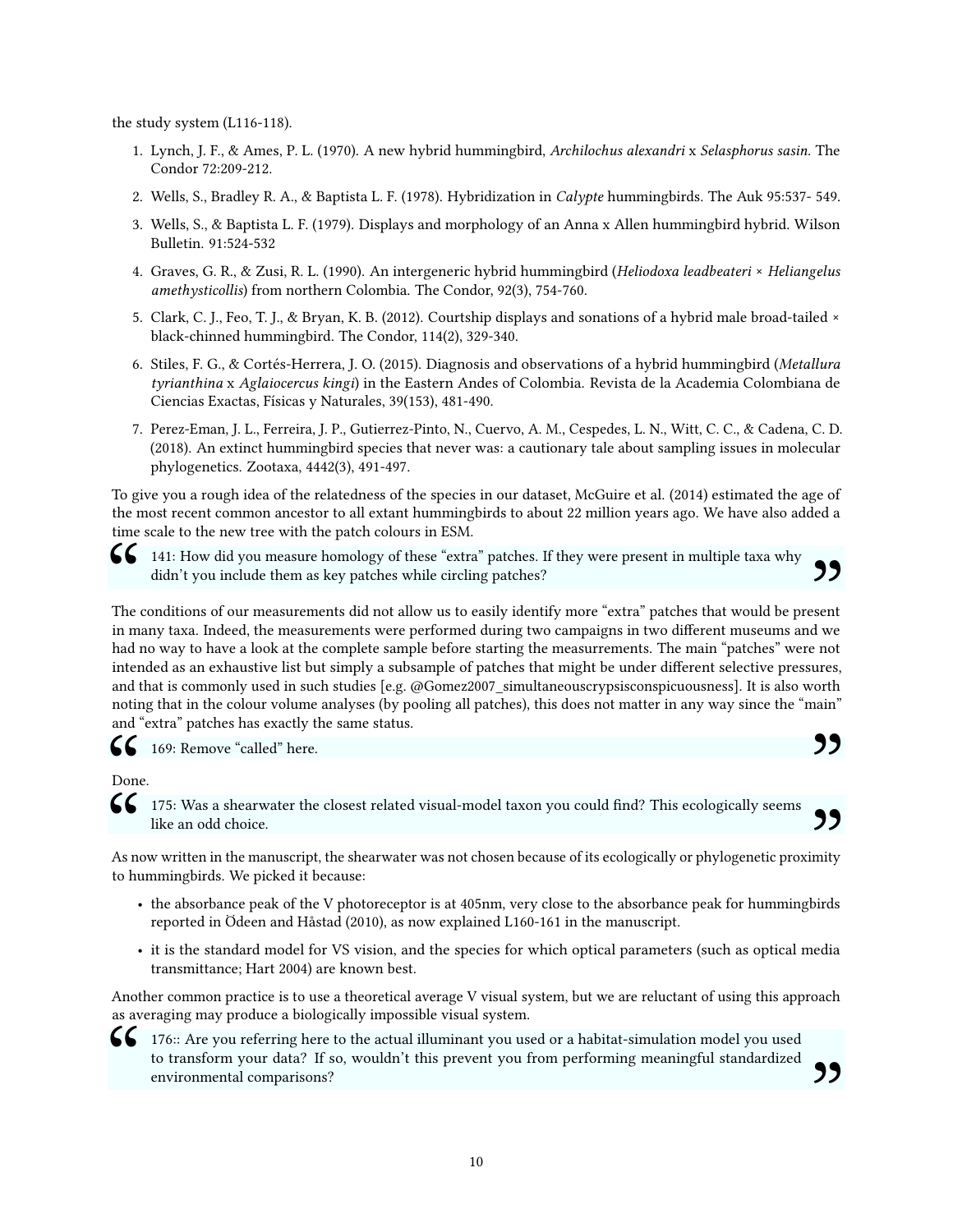the study system (L116-118).

1. Lynch, J. F., & Ames, P. L. (1970). A new hybrid hummingbird, *Archilochus alexandri* x *Selasphorus sasin*. The Condor 72:209-212.
2. Wells, S., Bradley R. A., & Baptista L. F. (1978). Hybridization in *Calypte* hummingbirds. The Auk 95:537- 549.
3. Wells, S., & Baptista L. F. (1979). Displays and morphology of an Anna x Allen hummingbird hybrid. Wilson Bulletin. 91:524-532
4. Graves, G. R., & Zusi, R. L. (1990). An intergeneric hybrid hummingbird (*Heliodoxa leadbeateri* × *Heliangelus amethysticollis*) from northern Colombia. The Condor, 92(3), 754-760.
5. Clark, C. J., Feo, T. J., & Bryan, K. B. (2012). Courtship displays and sonations of a hybrid male broad-tailed × black-chinned hummingbird. The Condor, 114(2), 329-340.
6. Stiles, F. G., & Cortés-Herrera, J. O. (2015). Diagnosis and observations of a hybrid hummingbird (*Metallura tyrianthina* x *Aglaiocercus kingi*) in the Eastern Andes of Colombia. Revista de la Academia Colombiana de Ciencias Exactas, Físicas y Naturales, 39(153), 481-490.
7. Perez-Eman, J. L., Ferreira, J. P., Gutierrez-Pinto, N., Cuervo, A. M., Cespedes, L. N., Witt, C. C., & Cadena, C. D. (2018). An extinct hummingbird species that never was: a cautionary tale about sampling issues in molecular phylogenetics. Zootaxa, 4442(3), 491-497.

To give you a rough idea of the relatedness of the species in our dataset, McGuire et al. (2014) estimated the age of the most recent common ancestor to all extant hummingbirds to about 22 million years ago. We have also added a time scale to the new tree with the patch colours in ESM.

> 141: How did you measure homology of these "extra" patches. If they were present in multiple taxa why didn't you include them as key patches while circling patches?

The conditions of our measurements did not allow us to easily identify more "extra" patches that would be present in many taxa. Indeed, the measurements were performed during two campaigns in two different museums and we had no way to have a look at the complete sample before starting the measurements. The main "patches" were not intended as an exhaustive list but simply a subsample of patches that might be under different selective pressures, and that is commonly used in such studies [e.g. @Gomez2007_simultaneouscrypsisconspicuousness]. It is also worth noting that in the colour volume analyses (by pooling all patches), this does not matter in any way since the "main" and "extra" patches has exactly the same status.

> 169: Remove "called" here.

Done.

> 175: Was a shearwater the closest related visual-model taxon you could find? This ecologically seems like an odd choice.

As now written in the manuscript, the shearwater was not chosen because of its ecologically or phylogenetic proximity to hummingbirds. We picked it because:

- the absorbance peak of the V photoreceptor is at 405nm, very close to the absorbance peak for hummingbirds reported in Ödeen and Håstad (2010), as now explained L160-161 in the manuscript.
- it is the standard model for VS vision, and the species for which optical parameters (such as optical media transmittance; Hart 2004) are known best.

Another common practice is to use a theoretical average V visual system, but we are reluctant of using this approach as averaging may produce a biologically impossible visual system.

> 176:: Are you referring here to the actual illuminant you used or a habitat-simulation model you used to transform your data? If so, wouldn't this prevent you from performing meaningful standardized environmental comparisons?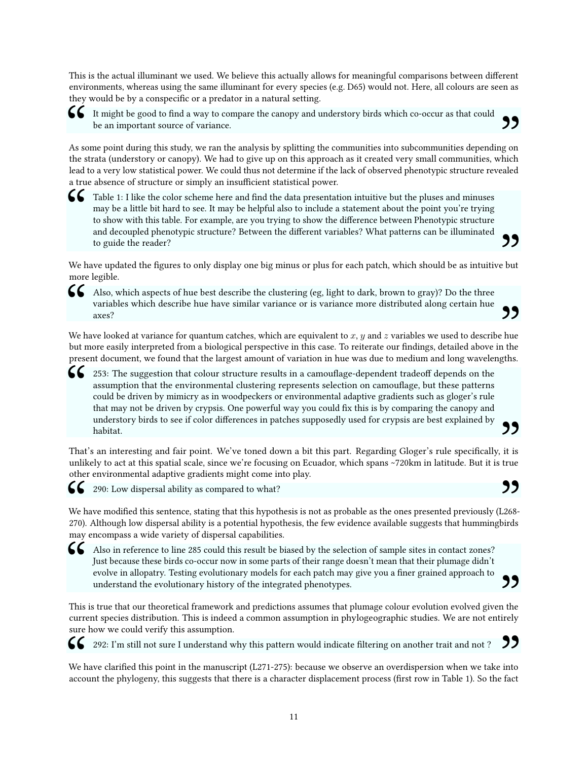This is the actual illuminant we used. We believe this actually allows for meaningful comparisons between different environments, whereas using the same illuminant for every species (e.g. D65) would not. Here, all colours are seen as they would be by a conspecific or a predator in a natural setting.

> It might be good to find a way to compare the canopy and understory birds which co-occur as that could be an important source of variance.

As some point during this study, we ran the analysis by splitting the communities into subcommunities depending on the strata (understory or canopy). We had to give up on this approach as it created very small communities, which lead to a very low statistical power. We could thus not determine if the lack of observed phenotypic structure revealed a true absence of structure or simply an insufficient statistical power.

> Table 1: I like the color scheme here and find the data presentation intuitive but the pluses and minuses may be a little bit hard to see. It may be helpful also to include a statement about the point you're trying to show with this table. For example, are you trying to show the difference between Phenotypic structure and decoupled phenotypic structure? Between the different variables? What patterns can be illuminated to guide the reader?

We have updated the figures to only display one big minus or plus for each patch, which should be as intuitive but more legible.

> Also, which aspects of hue best describe the clustering (eg, light to dark, brown to gray)? Do the three variables which describe hue have similar variance or is variance more distributed along certain hue axes?

We have looked at variance for quantum catches, which are equivalent to $x$, $y$ and $z$ variables we used to describe hue but more easily interpreted from a biological perspective in this case. To reiterate our findings, detailed above in the present document, we found that the largest amount of variation in hue was due to medium and long wavelengths.

> 253: The suggestion that colour structure results in a camouflage-dependent tradeoff depends on the assumption that the environmental clustering represents selection on camouflage, but these patterns could be driven by mimicry as in woodpeckers or environmental adaptive gradients such as gloger's rule that may not be driven by crypsis. One powerful way you could fix this is by comparing the canopy and understory birds to see if color differences in patches supposedly used for crypsis are best explained by habitat.

That's an interesting and fair point. We've toned down a bit this part. Regarding Gloger's rule specifically, it is unlikely to act at this spatial scale, since we're focusing on Ecuador, which spans ~720km in latitude. But it is true other environmental adaptive gradients might come into play.

> 290: Low dispersal ability as compared to what?

We have modified this sentence, stating that this hypothesis is not as probable as the ones presented previously (L268-270). Although low dispersal ability is a potential hypothesis, the few evidence available suggests that hummingbirds may encompass a wide variety of dispersal capabilities.

> Also in reference to line 285 could this result be biased by the selection of sample sites in contact zones? Just because these birds co-occur now in some parts of their range doesn't mean that their plumage didn't evolve in allopatry. Testing evolutionary models for each patch may give you a finer grained approach to understand the evolutionary history of the integrated phenotypes.

This is true that our theoretical framework and predictions assumes that plumage colour evolution evolved given the current species distribution. This is indeed a common assumption in phylogeographic studies. We are not entirely sure how we could verify this assumption.

> 292: I'm still not sure I understand why this pattern would indicate filtering on another trait and not ?

We have clarified this point in the manuscript (L271-275): because we observe an overdispersion when we take into account the phylogeny, this suggests that there is a character displacement process (first row in Table 1). So the fact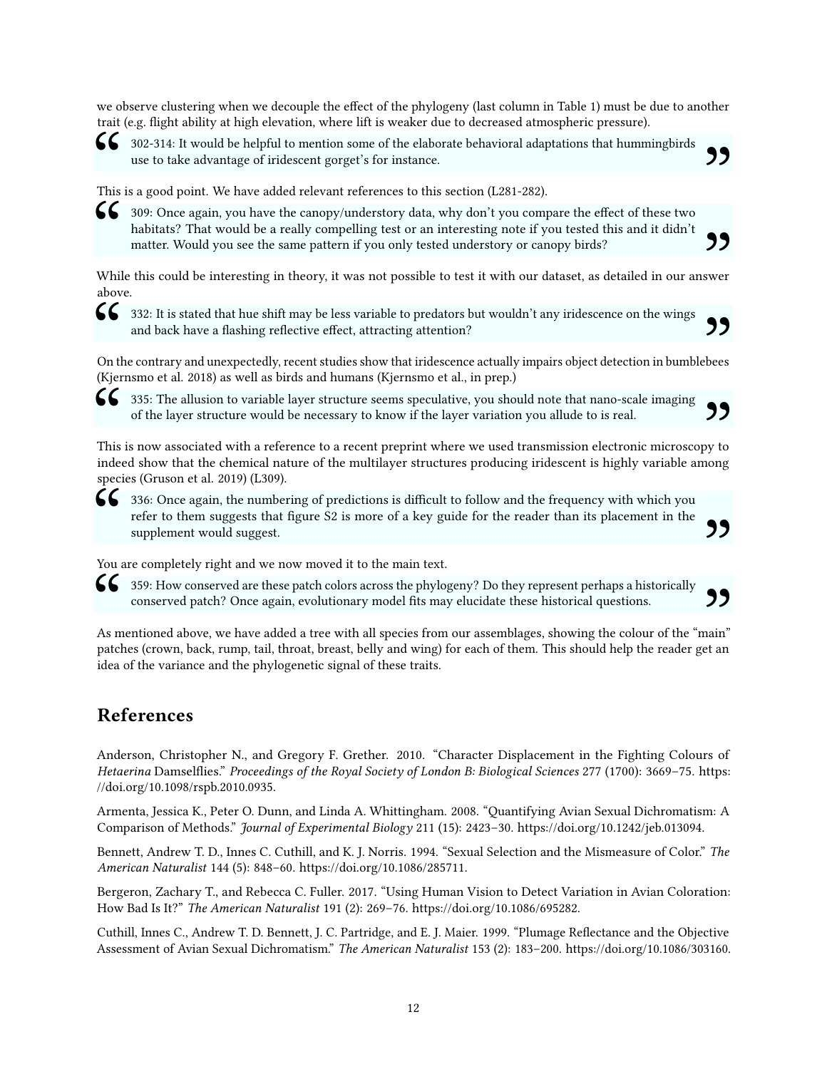we observe clustering when we decouple the effect of the phylogeny (last column in Table 1) must be due to another trait (e.g. flight ability at high elevation, where lift is weaker due to decreased atmospheric pressure).

> 302-314: It would be helpful to mention some of the elaborate behavioral adaptations that hummingbirds use to take advantage of iridescent gorget's for instance.

This is a good point. We have added relevant references to this section (L281-282).

> 309: Once again, you have the canopy/understory data, why don't you compare the effect of these two habitats? That would be a really compelling test or an interesting note if you tested this and it didn't matter. Would you see the same pattern if you only tested understory or canopy birds?

While this could be interesting in theory, it was not possible to test it with our dataset, as detailed in our answer above.

> 332: It is stated that hue shift may be less variable to predators but wouldn't any iridescence on the wings and back have a flashing reflective effect, attracting attention?

On the contrary and unexpectedly, recent studies show that iridescence actually impairs object detection in bumblebees (Kjernsmo et al. 2018) as well as birds and humans (Kjernsmo et al., in prep.)

> 335: The allusion to variable layer structure seems speculative, you should note that nano-scale imaging of the layer structure would be necessary to know if the layer variation you allude to is real.

This is now associated with a reference to a recent preprint where we used transmission electronic microscopy to indeed show that the chemical nature of the multilayer structures producing iridescent is highly variable among species (Gruson et al. 2019) (L309).

> 336: Once again, the numbering of predictions is difficult to follow and the frequency with which you refer to them suggests that figure S2 is more of a key guide for the reader than its placement in the supplement would suggest.

You are completely right and we now moved it to the main text.

> 359: How conserved are these patch colors across the phylogeny? Do they represent perhaps a historically conserved patch? Once again, evolutionary model fits may elucidate these historical questions.

As mentioned above, we have added a tree with all species from our assemblages, showing the colour of the "main" patches (crown, back, rump, tail, throat, breast, belly and wing) for each of them. This should help the reader get an idea of the variance and the phylogenetic signal of these traits.

## References

Anderson, Christopher N., and Gregory F. Grether. 2010. "Character Displacement in the Fighting Colours of *Hetaerina* Damselflies." *Proceedings of the Royal Society of London B: Biological Sciences* 277 (1700): 3669–75. https://doi.org/10.1098/rspb.2010.0935.

Armenta, Jessica K., Peter O. Dunn, and Linda A. Whittingham. 2008. "Quantifying Avian Sexual Dichromatism: A Comparison of Methods." *Journal of Experimental Biology* 211 (15): 2423–30. https://doi.org/10.1242/jeb.013094.

Bennett, Andrew T. D., Innes C. Cuthill, and K. J. Norris. 1994. "Sexual Selection and the Mismeasure of Color." *The American Naturalist* 144 (5): 848–60. https://doi.org/10.1086/285711.

Bergeron, Zachary T., and Rebecca C. Fuller. 2017. "Using Human Vision to Detect Variation in Avian Coloration: How Bad Is It?" *The American Naturalist* 191 (2): 269–76. https://doi.org/10.1086/695282.

Cuthill, Innes C., Andrew T. D. Bennett, J. C. Partridge, and E. J. Maier. 1999. "Plumage Reflectance and the Objective Assessment of Avian Sexual Dichromatism." *The American Naturalist* 153 (2): 183–200. https://doi.org/10.1086/303160.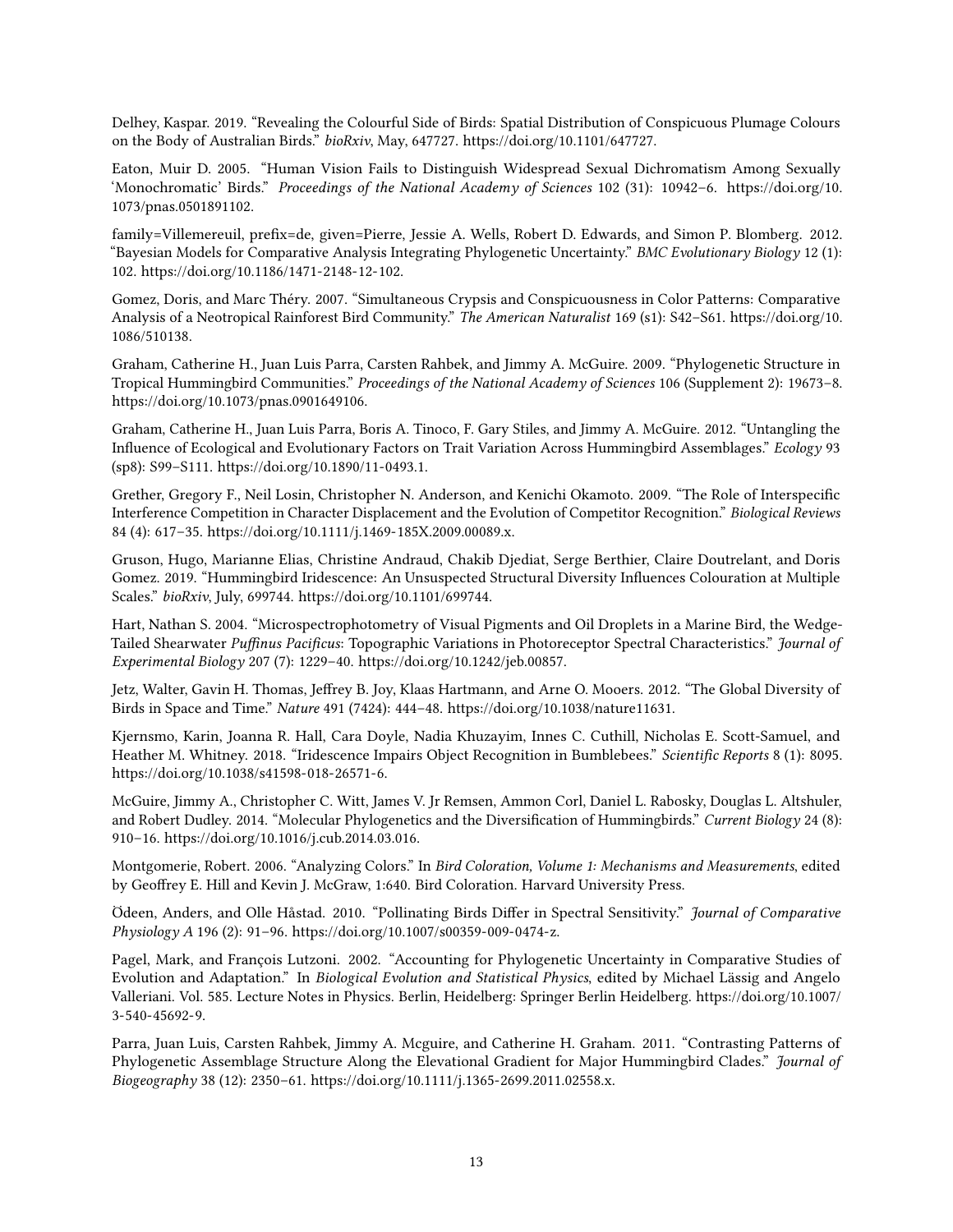Delhey, Kaspar. 2019. "Revealing the Colourful Side of Birds: Spatial Distribution of Conspicuous Plumage Colours on the Body of Australian Birds." *bioRxiv*, May, 647727. https://doi.org/10.1101/647727.

Eaton, Muir D. 2005. "Human Vision Fails to Distinguish Widespread Sexual Dichromatism Among Sexually 'Monochromatic' Birds." *Proceedings of the National Academy of Sciences* 102 (31): 10942–6. https://doi.org/10.1073/pnas.0501891102.

family=Villemereuil, prefix=de, given=Pierre, Jessie A. Wells, Robert D. Edwards, and Simon P. Blomberg. 2012. "Bayesian Models for Comparative Analysis Integrating Phylogenetic Uncertainty." *BMC Evolutionary Biology* 12 (1): 102. https://doi.org/10.1186/1471-2148-12-102.

Gomez, Doris, and Marc Théry. 2007. "Simultaneous Crypsis and Conspicuousness in Color Patterns: Comparative Analysis of a Neotropical Rainforest Bird Community." *The American Naturalist* 169 (s1): S42–S61. https://doi.org/10.1086/510138.

Graham, Catherine H., Juan Luis Parra, Carsten Rahbek, and Jimmy A. McGuire. 2009. "Phylogenetic Structure in Tropical Hummingbird Communities." *Proceedings of the National Academy of Sciences* 106 (Supplement 2): 19673–8. https://doi.org/10.1073/pnas.0901649106.

Graham, Catherine H., Juan Luis Parra, Boris A. Tinoco, F. Gary Stiles, and Jimmy A. McGuire. 2012. "Untangling the Influence of Ecological and Evolutionary Factors on Trait Variation Across Hummingbird Assemblages." *Ecology* 93 (sp8): S99–S111. https://doi.org/10.1890/11-0493.1.

Grether, Gregory F., Neil Losin, Christopher N. Anderson, and Kenichi Okamoto. 2009. "The Role of Interspecific Interference Competition in Character Displacement and the Evolution of Competitor Recognition." *Biological Reviews* 84 (4): 617–35. https://doi.org/10.1111/j.1469-185X.2009.00089.x.

Gruson, Hugo, Marianne Elias, Christine Andraud, Chakib Djediat, Serge Berthier, Claire Doutrelant, and Doris Gomez. 2019. "Hummingbird Iridescence: An Unsuspected Structural Diversity Influences Colouration at Multiple Scales." *bioRxiv*, July, 699744. https://doi.org/10.1101/699744.

Hart, Nathan S. 2004. "Microspectrophotometry of Visual Pigments and Oil Droplets in a Marine Bird, the Wedge-Tailed Shearwater *Puffinus Pacificus*: Topographic Variations in Photoreceptor Spectral Characteristics." *Journal of Experimental Biology* 207 (7): 1229–40. https://doi.org/10.1242/jeb.00857.

Jetz, Walter, Gavin H. Thomas, Jeffrey B. Joy, Klaas Hartmann, and Arne O. Mooers. 2012. "The Global Diversity of Birds in Space and Time." *Nature* 491 (7424): 444–48. https://doi.org/10.1038/nature11631.

Kjernsmo, Karin, Joanna R. Hall, Cara Doyle, Nadia Khuzayim, Innes C. Cuthill, Nicholas E. Scott-Samuel, and Heather M. Whitney. 2018. "Iridescence Impairs Object Recognition in Bumblebees." *Scientific Reports* 8 (1): 8095. https://doi.org/10.1038/s41598-018-26571-6.

McGuire, Jimmy A., Christopher C. Witt, James V. Jr Remsen, Ammon Corl, Daniel L. Rabosky, Douglas L. Altshuler, and Robert Dudley. 2014. "Molecular Phylogenetics and the Diversification of Hummingbirds." *Current Biology* 24 (8): 910–16. https://doi.org/10.1016/j.cub.2014.03.016.

Montgomerie, Robert. 2006. "Analyzing Colors." In *Bird Coloration, Volume 1: Mechanisms and Measurements*, edited by Geoffrey E. Hill and Kevin J. McGraw, 1:640. Bird Coloration. Harvard University Press.

Ödeen, Anders, and Olle Håstad. 2010. "Pollinating Birds Differ in Spectral Sensitivity." *Journal of Comparative Physiology A* 196 (2): 91–96. https://doi.org/10.1007/s00359-009-0474-z.

Pagel, Mark, and François Lutzoni. 2002. "Accounting for Phylogenetic Uncertainty in Comparative Studies of Evolution and Adaptation." In *Biological Evolution and Statistical Physics*, edited by Michael Lässig and Angelo Valleriani. Vol. 585. Lecture Notes in Physics. Berlin, Heidelberg: Springer Berlin Heidelberg. https://doi.org/10.1007/3-540-45692-9.

Parra, Juan Luis, Carsten Rahbek, Jimmy A. Mcguire, and Catherine H. Graham. 2011. "Contrasting Patterns of Phylogenetic Assemblage Structure Along the Elevational Gradient for Major Hummingbird Clades." *Journal of Biogeography* 38 (12): 2350–61. https://doi.org/10.1111/j.1365-2699.2011.02558.x.